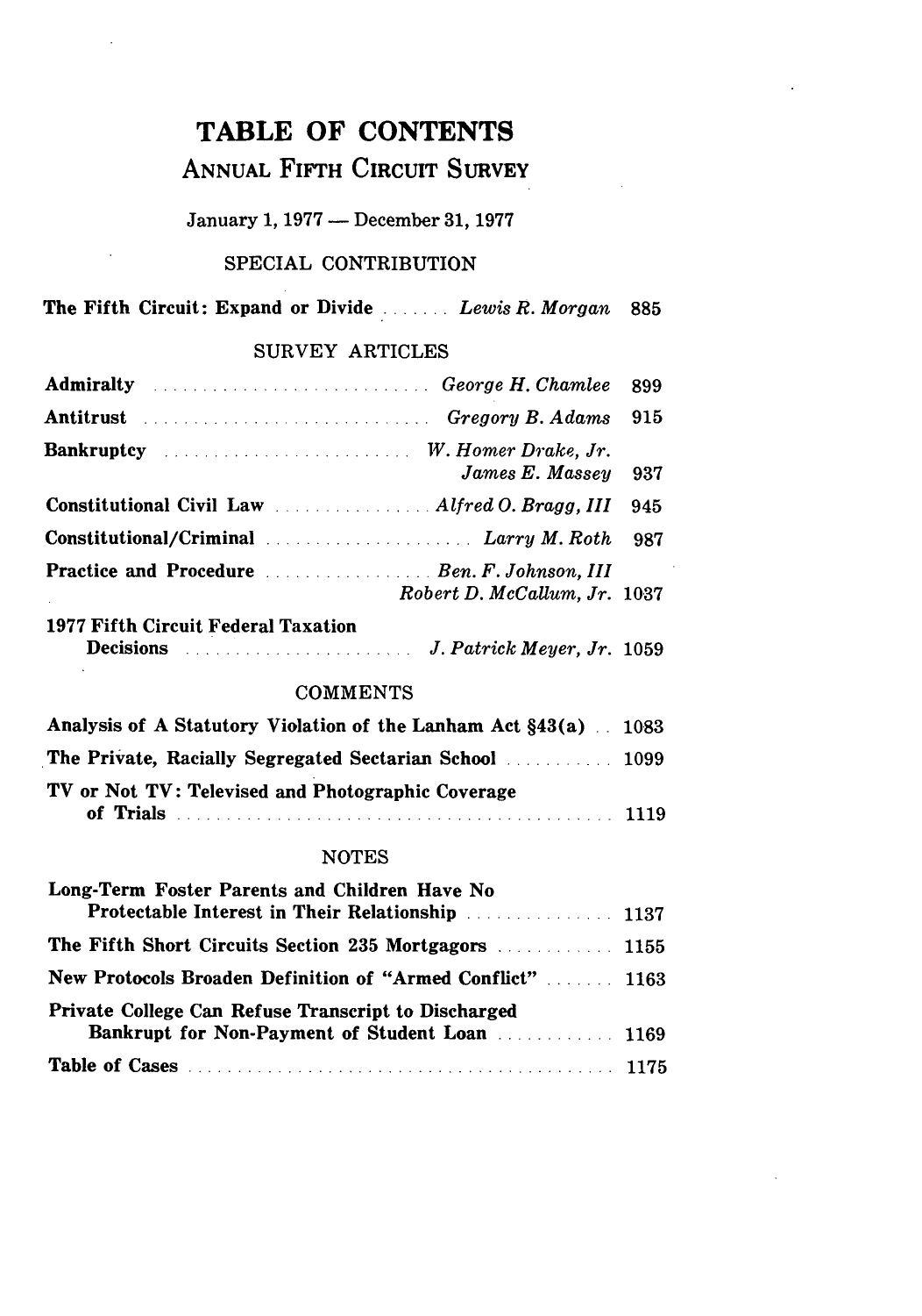# TABLE OF CONTENTS

## ANNUAL FIFTH CIRCUIT SURVEY

January 1, 1977 — December 31, 1977

### SPECIAL CONTRIBUTION

| | | |
|---|---|---|
| **The Fifth Circuit: Expand or Divide** | *Lewis R. Morgan* | 885 |

### SURVEY ARTICLES

| | | |
|---|---|---|
| **Admiralty** | *George H. Chamlee* | 899 |
| **Antitrust** | *Gregory B. Adams* | 915 |
| **Bankruptcy** | *W. Homer Drake, Jr.*<br>*James E. Massey* | 937 |
| **Constitutional Civil Law** | *Alfred O. Bragg, III* | 945 |
| **Constitutional/Criminal** | *Larry M. Roth* | 987 |
| **Practice and Procedure** | *Ben. F. Johnson, III*<br>*Robert D. McCallum, Jr.* | 1037 |
| **1977 Fifth Circuit Federal Taxation Decisions** | *J. Patrick Meyer, Jr.* | 1059 |

### COMMENTS

| | |
|---|---|
| **Analysis of A Statutory Violation of the Lanham Act §43(a)** | 1083 |
| **The Private, Racially Segregated Sectarian School** | 1099 |
| **TV or Not TV: Televised and Photographic Coverage of Trials** | 1119 |

### NOTES

| | |
|---|---|
| **Long-Term Foster Parents and Children Have No Protectable Interest in Their Relationship** | 1137 |
| **The Fifth Short Circuits Section 235 Mortgagors** | 1155 |
| **New Protocols Broaden Definition of "Armed Conflict"** | 1163 |
| **Private College Can Refuse Transcript to Discharged Bankrupt for Non-Payment of Student Loan** | 1169 |
| **Table of Cases** | 1175 |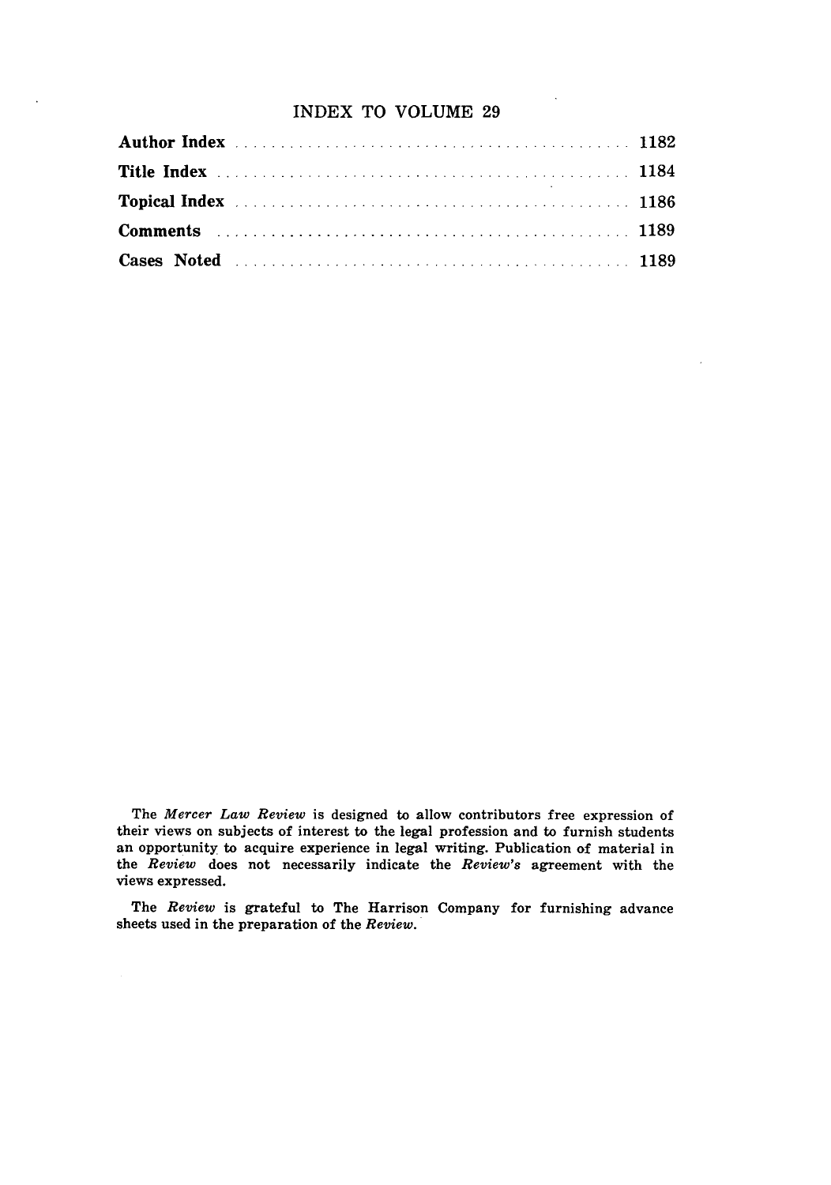# INDEX TO VOLUME 29

| | |
|---|---|
| **Author Index** | 1182 |
| **Title Index** | 1184 |
| **Topical Index** | 1186 |
| **Comments** | 1189 |
| **Cases Noted** | 1189 |

The *Mercer Law Review* is designed to allow contributors free expression of their views on subjects of interest to the legal profession and to furnish students an opportunity to acquire experience in legal writing. Publication of material in the *Review* does not necessarily indicate the *Review's* agreement with the views expressed.

The *Review* is grateful to The Harrison Company for furnishing advance sheets used in the preparation of the *Review*.